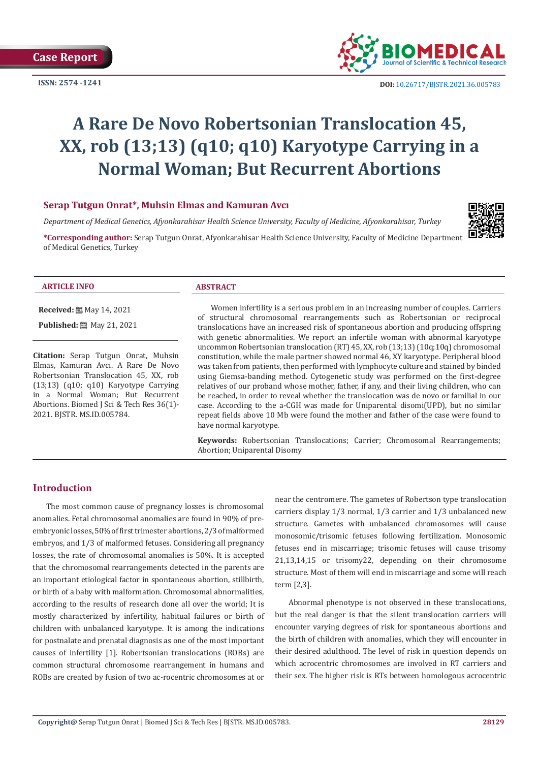Case Report

ISSN: 2574 -1241

DOI: 10.26717/BJSTR.2021.36.005783

# A Rare De Novo Robertsonian Translocation 45, XX, rob (13;13) (q10; q10) Karyotype Carrying in a Normal Woman; But Recurrent Abortions

**Serap Tutgun Onrat\*, Muhsin Elmas and Kamuran Avcı**

*Department of Medical Genetics, Afyonkarahisar Health Science University, Faculty of Medicine, Afyonkarahisar, Turkey*

**\*Corresponding author:** Serap Tutgun Onrat, Afyonkarahisar Health Science University, Faculty of Medicine Department of Medical Genetics, Turkey

**ARTICLE INFO**

**Received:** May 14, 2021

**Published:** May 21, 2021

**Citation:** Serap Tutgun Onrat, Muhsin Elmas, Kamuran Avcı. A Rare De Novo Robertsonian Translocation 45, XX, rob (13;13) (q10; q10) Karyotype Carrying in a Normal Woman; But Recurrent Abortions. Biomed J Sci & Tech Res 36(1)-2021. BJSTR. MS.ID.005784.

**ABSTRACT**

Women infertility is a serious problem in an increasing number of couples. Carriers of structural chromosomal rearrangements such as Robertsonian or reciprocal translocations have an increased risk of spontaneous abortion and producing offspring with genetic abnormalities. We report an infertile woman with abnormal karyotype uncommon Robertsonian translocation (RT) 45, XX, rob (13;13) (10q;10q) chromosomal constitution, while the male partner showed normal 46, XY karyotype. Peripheral blood was taken from patients, then performed with lymphocyte culture and stained by binded using Giemsa-banding method. Cytogenetic study was performed on the first-degree relatives of our proband whose mother, father, if any, and their living children, who can be reached, in order to reveal whether the translocation was de novo or familial in our case. According to the a-CGH was made for Uniparental disomi(UPD), but no similar repeat fields above 10 Mb were found the mother and father of the case were found to have normal karyotype.

**Keywords:** Robertsonian Translocations; Carrier; Chromosomal Rearrangements; Abortion; Uniparental Disomy

## Introduction

The most common cause of pregnancy losses is chromosomal anomalies. Fetal chromosomal anomalies are found in 90% of pre-embryonic losses, 50% of first trimester abortions, 2/3 of malformed embryos, and 1/3 of malformed fetuses. Considering all pregnancy losses, the rate of chromosomal anomalies is 50%. It is accepted that the chromosomal rearrangements detected in the parents are an important etiological factor in spontaneous abortion, stillbirth, or birth of a baby with malformation. Chromosomal abnormalities, according to the results of research done all over the world; It is mostly characterized by infertility, habitual failures or birth of children with unbalanced karyotype. It is among the indications for postnalate and prenatal diagnosis as one of the most important causes of infertility [1]. Robertsonian translocations (ROBs) are common structural chromosome rearrangement in humans and ROBs are created by fusion of two ac-rocentric chromosomes at or near the centromere. The gametes of Robertson type translocation carriers display 1/3 normal, 1/3 carrier and 1/3 unbalanced new structure. Gametes with unbalanced chromosomes will cause monosomic/trisomic fetuses following fertilization. Monosomic fetuses end in miscarriage; trisomic fetuses will cause trisomy 21,13,14,15 or trisomy22, depending on their chromosome structure. Most of them will end in miscarriage and some will reach term [2,3].

Abnormal phenotype is not observed in these translocations, but the real danger is that the silent translocation carriers will encounter varying degrees of risk for spontaneous abortions and the birth of children with anomalies, which they will encounter in their desired adulthood. The level of risk in question depends on which acrocentric chromosomes are involved in RT carriers and their sex. The higher risk is RTs between homologous acrocentric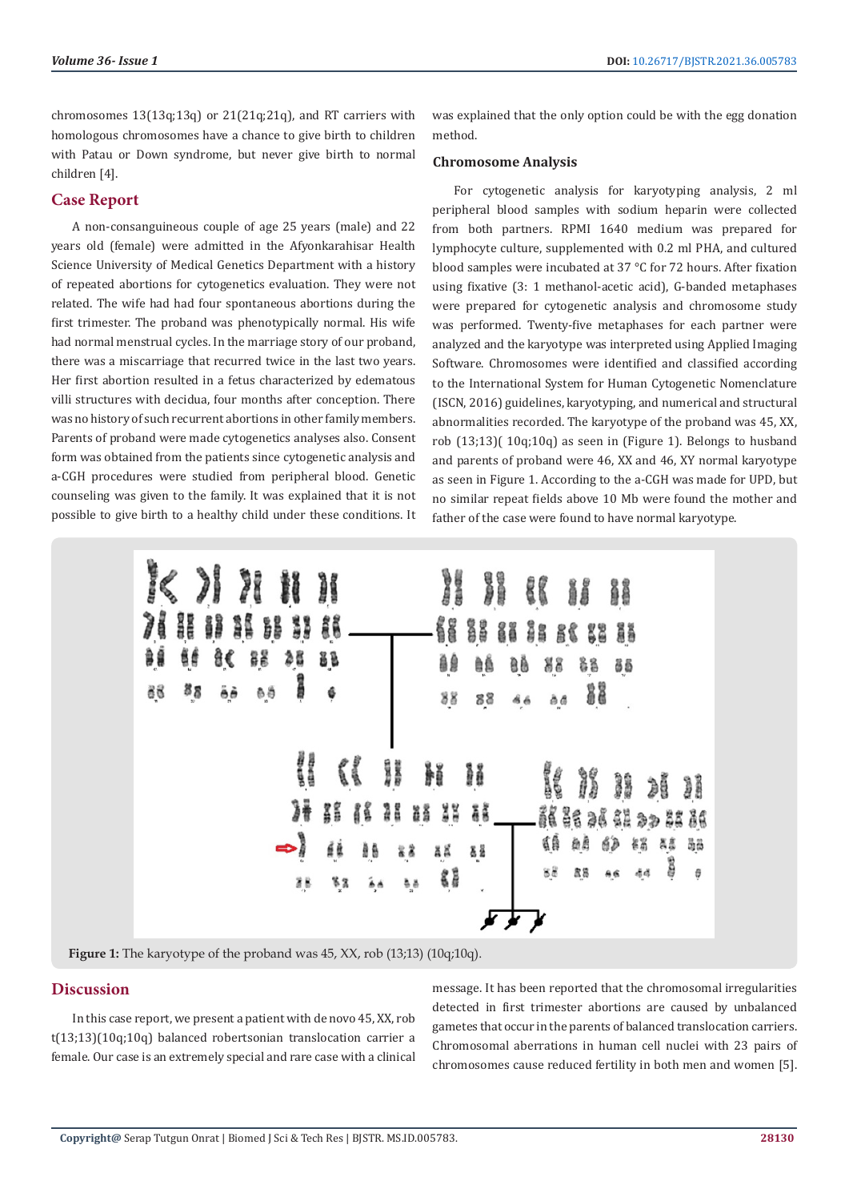chromosomes 13(13q;13q) or 21(21q;21q), and RT carriers with homologous chromosomes have a chance to give birth to children with Patau or Down syndrome, but never give birth to normal children [4].

## Case Report

A non-consanguineous couple of age 25 years (male) and 22 years old (female) were admitted in the Afyonkarahisar Health Science University of Medical Genetics Department with a history of repeated abortions for cytogenetics evaluation. They were not related. The wife had had four spontaneous abortions during the first trimester. The proband was phenotypically normal. His wife had normal menstrual cycles. In the marriage story of our proband, there was a miscarriage that recurred twice in the last two years. Her first abortion resulted in a fetus characterized by edematous villi structures with decidua, four months after conception. There was no history of such recurrent abortions in other family members. Parents of proband were made cytogenetics analyses also. Consent form was obtained from the patients since cytogenetic analysis and a-CGH procedures were studied from peripheral blood. Genetic counseling was given to the family. It was explained that it is not possible to give birth to a healthy child under these conditions. It was explained that the only option could be with the egg donation method.

### Chromosome Analysis

For cytogenetic analysis for karyotyping analysis, 2 ml peripheral blood samples with sodium heparin were collected from both partners. RPMI 1640 medium was prepared for lymphocyte culture, supplemented with 0.2 ml PHA, and cultured blood samples were incubated at 37 °C for 72 hours. After fixation using fixative (3: 1 methanol-acetic acid), G-banded metaphases were prepared for cytogenetic analysis and chromosome study was performed. Twenty-five metaphases for each partner were analyzed and the karyotype was interpreted using Applied Imaging Software. Chromosomes were identified and classified according to the International System for Human Cytogenetic Nomenclature (ISCN, 2016) guidelines, karyotyping, and numerical and structural abnormalities recorded. The karyotype of the proband was 45, XX, rob (13;13)( 10q;10q) as seen in (Figure 1). Belongs to husband and parents of proband were 46, XX and 46, XY normal karyotype as seen in Figure 1. According to the a-CGH was made for UPD, but no similar repeat fields above 10 Mb were found the mother and father of the case were found to have normal karyotype.

**Figure 1:** The karyotype of the proband was 45, XX, rob (13;13) (10q;10q).

## Discussion

In this case report, we present a patient with de novo 45, XX, rob t(13;13)(10q;10q) balanced robertsonian translocation carrier a female. Our case is an extremely special and rare case with a clinical message. It has been reported that the chromosomal irregularities detected in first trimester abortions are caused by unbalanced gametes that occur in the parents of balanced translocation carriers. Chromosomal aberrations in human cell nuclei with 23 pairs of chromosomes cause reduced fertility in both men and women [5].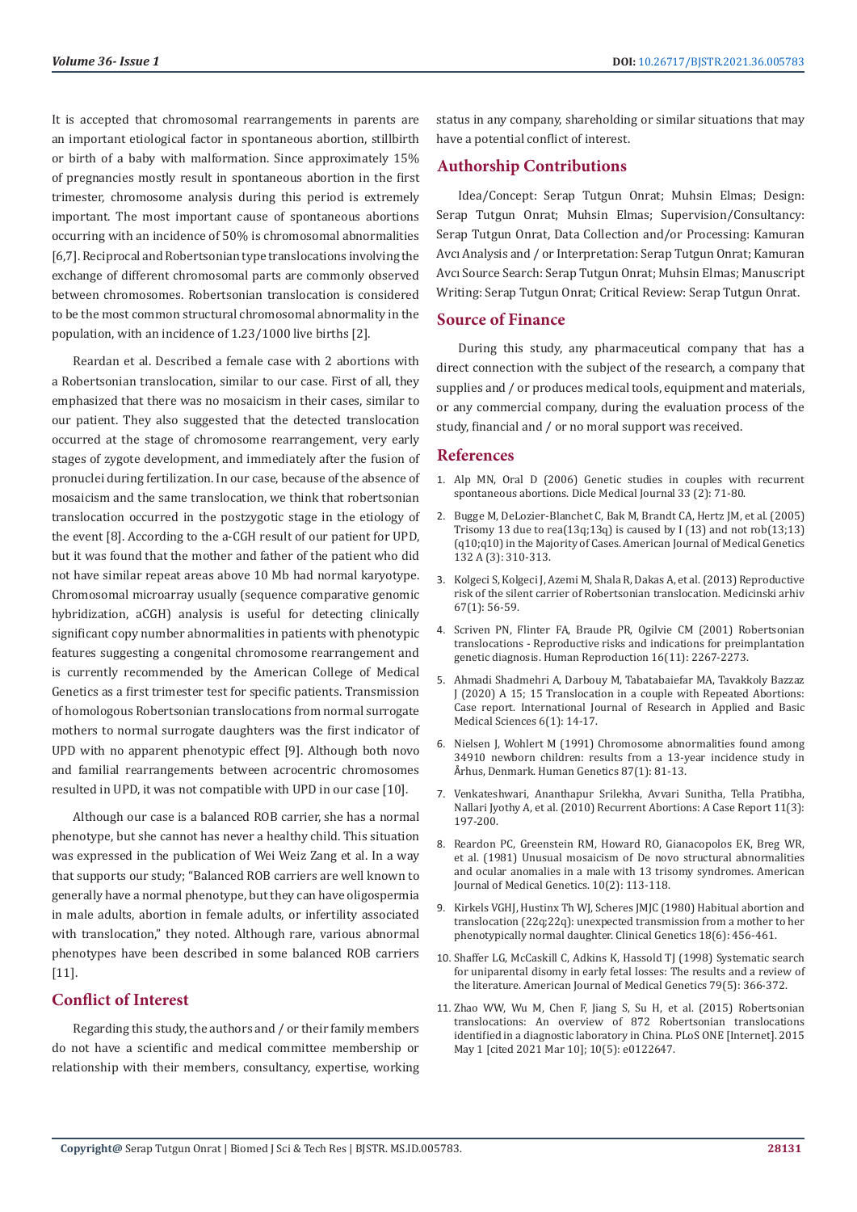It is accepted that chromosomal rearrangements in parents are an important etiological factor in spontaneous abortion, stillbirth or birth of a baby with malformation. Since approximately 15% of pregnancies mostly result in spontaneous abortion in the first trimester, chromosome analysis during this period is extremely important. The most important cause of spontaneous abortions occurring with an incidence of 50% is chromosomal abnormalities [6,7]. Reciprocal and Robertsonian type translocations involving the exchange of different chromosomal parts are commonly observed between chromosomes. Robertsonian translocation is considered to be the most common structural chromosomal abnormality in the population, with an incidence of 1.23/1000 live births [2].

Reardan et al. Described a female case with 2 abortions with a Robertsonian translocation, similar to our case. First of all, they emphasized that there was no mosaicism in their cases, similar to our patient. They also suggested that the detected translocation occurred at the stage of chromosome rearrangement, very early stages of zygote development, and immediately after the fusion of pronuclei during fertilization. In our case, because of the absence of mosaicism and the same translocation, we think that robertsonian translocation occurred in the postzygotic stage in the etiology of the event [8]. According to the a-CGH result of our patient for UPD, but it was found that the mother and father of the patient who did not have similar repeat areas above 10 Mb had normal karyotype. Chromosomal microarray usually (sequence comparative genomic hybridization, aCGH) analysis is useful for detecting clinically significant copy number abnormalities in patients with phenotypic features suggesting a congenital chromosome rearrangement and is currently recommended by the American College of Medical Genetics as a first trimester test for specific patients. Transmission of homologous Robertsonian translocations from normal surrogate mothers to normal surrogate daughters was the first indicator of UPD with no apparent phenotypic effect [9]. Although both novo and familial rearrangements between acrocentric chromosomes resulted in UPD, it was not compatible with UPD in our case [10].

Although our case is a balanced ROB carrier, she has a normal phenotype, but she cannot has never a healthy child. This situation was expressed in the publication of Wei Weiz Zang et al. In a way that supports our study; "Balanced ROB carriers are well known to generally have a normal phenotype, but they can have oligospermia in male adults, abortion in female adults, or infertility associated with translocation," they noted. Although rare, various abnormal phenotypes have been described in some balanced ROB carriers [11].

## Conflict of Interest

Regarding this study, the authors and / or their family members do not have a scientific and medical committee membership or relationship with their members, consultancy, expertise, working status in any company, shareholding or similar situations that may have a potential conflict of interest.

## Authorship Contributions

Idea/Concept: Serap Tutgun Onrat; Muhsin Elmas; Design: Serap Tutgun Onrat; Muhsin Elmas; Supervision/Consultancy: Serap Tutgun Onrat, Data Collection and/or Processing: Kamuran Avcı Analysis and / or Interpretation: Serap Tutgun Onrat; Kamuran Avcı Source Search: Serap Tutgun Onrat; Muhsin Elmas; Manuscript Writing: Serap Tutgun Onrat; Critical Review: Serap Tutgun Onrat.

## Source of Finance

During this study, any pharmaceutical company that has a direct connection with the subject of the research, a company that supplies and / or produces medical tools, equipment and materials, or any commercial company, during the evaluation process of the study, financial and / or no moral support was received.

## References

1. Alp MN, Oral D (2006) Genetic studies in couples with recurrent spontaneous abortions. Dicle Medical Journal 33 (2): 71-80.
2. Bugge M, DeLozier-Blanchet C, Bak M, Brandt CA, Hertz JM, et al. (2005) Trisomy 13 due to rea(13q;13q) is caused by I (13) and not rob(13;13)(q10;q10) in the Majority of Cases. American Journal of Medical Genetics 132 A (3): 310-313.
3. Kolgeci S, Kolgeci J, Azemi M, Shala R, Dakas A, et al. (2013) Reproductive risk of the silent carrier of Robertsonian translocation. Medicinski arhiv 67(1): 56-59.
4. Scriven PN, Flinter FA, Braude PR, Ogilvie CM (2001) Robertsonian translocations - Reproductive risks and indications for preimplantation genetic diagnosis. Human Reproduction 16(11): 2267-2273.
5. Ahmadi Shadmehri A, Darbouy M, Tabatabaiefar MA, Tavakkoly Bazzaz J (2020) A 15; 15 Translocation in a couple with Repeated Abortions: Case report. International Journal of Research in Applied and Basic Medical Sciences 6(1): 14-17.
6. Nielsen J, Wohlert M (1991) Chromosome abnormalities found among 34910 newborn children: results from a 13-year incidence study in Århus, Denmark. Human Genetics 87(1): 81-13.
7. Venkateshwari, Ananthapur Srilekha, Avvari Sunitha, Tella Pratibha, Nallari Jyothy A, et al. (2010) Recurrent Abortions: A Case Report 11(3): 197-200.
8. Reardon PC, Greenstein RM, Howard RO, Gianacopolos EK, Breg WR, et al. (1981) Unusual mosaicism of De novo structural abnormalities and ocular anomalies in a male with 13 trisomy syndromes. American Journal of Medical Genetics. 10(2): 113-118.
9. Kirkels VGHJ, Hustinx Th WJ, Scheres JMJC (1980) Habitual abortion and translocation (22q;22q): unexpected transmission from a mother to her phenotypically normal daughter. Clinical Genetics 18(6): 456-461.
10. Shaffer LG, McCaskill C, Adkins K, Hassold TJ (1998) Systematic search for uniparental disomy in early fetal losses: The results and a review of the literature. American Journal of Medical Genetics 79(5): 366-372.
11. Zhao WW, Wu M, Chen F, Jiang S, Su H, et al. (2015) Robertsonian translocations: An overview of 872 Robertsonian translocations identified in a diagnostic laboratory in China. PLoS ONE [Internet]. 2015 May 1 [cited 2021 Mar 10]; 10(5): e0122647.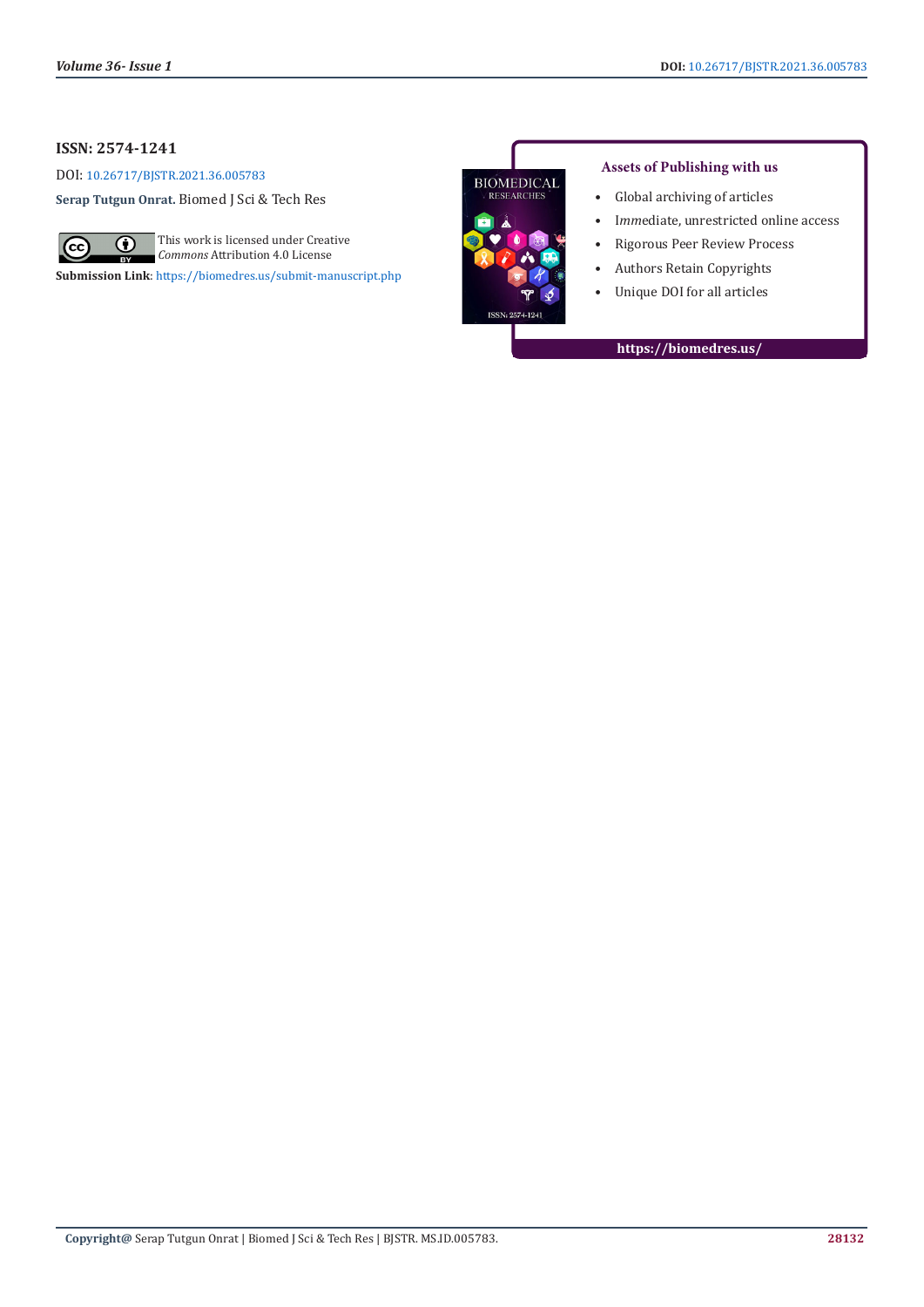**ISSN: 2574-1241**

DOI: 10.26717/BJSTR.2021.36.005783

**Serap Tutgun Onrat.** Biomed J Sci & Tech Res

This work is licensed under Creative *Commons* Attribution 4.0 License

**Submission Link**: https://biomedres.us/submit-manuscript.php

### Assets of Publishing with us

- Global archiving of articles
- Immediate, unrestricted online access
- Rigorous Peer Review Process
- Authors Retain Copyrights
- Unique DOI for all articles

**https://biomedres.us/**